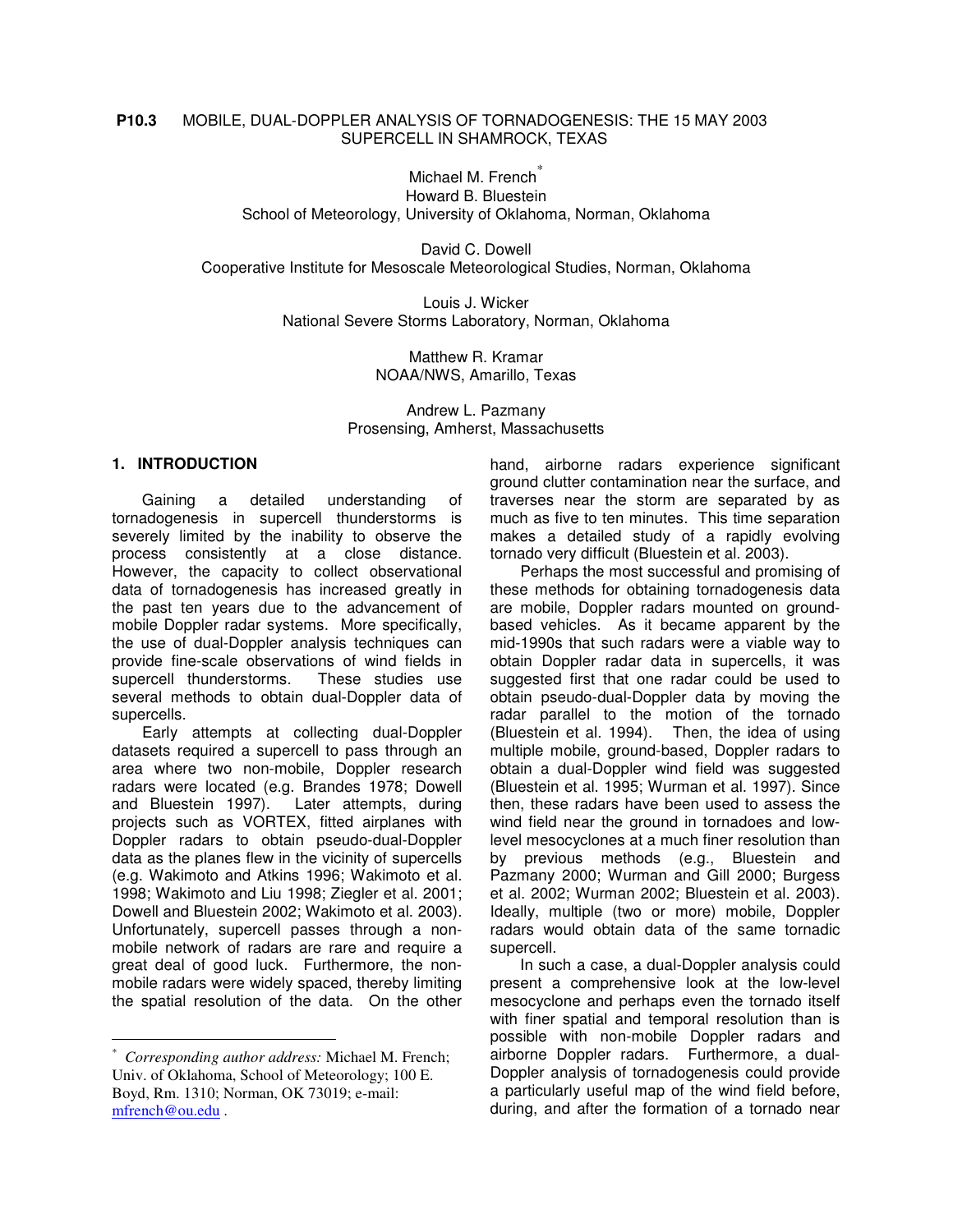**P10.3** MOBILE, DUAL-DOPPLER ANALYSIS OF TORNADOGENESIS: THE 15 MAY 2003 SUPERCELL IN SHAMROCK, TEXAS

Michael M. French*
Howard B. Bluestein
School of Meteorology, University of Oklahoma, Norman, Oklahoma

David C. Dowell
Cooperative Institute for Mesoscale Meteorological Studies, Norman, Oklahoma

Louis J. Wicker
National Severe Storms Laboratory, Norman, Oklahoma

Matthew R. Kramar
NOAA/NWS, Amarillo, Texas

Andrew L. Pazmany
Prosensing, Amherst, Massachusetts

## 1. INTRODUCTION

Gaining a detailed understanding of tornadogenesis in supercell thunderstorms is severely limited by the inability to observe the process consistently at a close distance. However, the capacity to collect observational data of tornadogenesis has increased greatly in the past ten years due to the advancement of mobile Doppler radar systems. More specifically, the use of dual-Doppler analysis techniques can provide fine-scale observations of wind fields in supercell thunderstorms. These studies use several methods to obtain dual-Doppler data of supercells.

Early attempts at collecting dual-Doppler datasets required a supercell to pass through an area where two non-mobile, Doppler research radars were located (e.g. Brandes 1978; Dowell and Bluestein 1997). Later attempts, during projects such as VORTEX, fitted airplanes with Doppler radars to obtain pseudo-dual-Doppler data as the planes flew in the vicinity of supercells (e.g. Wakimoto and Atkins 1996; Wakimoto et al. 1998; Wakimoto and Liu 1998; Ziegler et al. 2001; Dowell and Bluestein 2002; Wakimoto et al. 2003). Unfortunately, supercell passes through a non-mobile network of radars are rare and require a great deal of good luck. Furthermore, the non-mobile radars were widely spaced, thereby limiting the spatial resolution of the data. On the other hand, airborne radars experience significant ground clutter contamination near the surface, and traverses near the storm are separated by as much as five to ten minutes. This time separation makes a detailed study of a rapidly evolving tornado very difficult (Bluestein et al. 2003).

Perhaps the most successful and promising of these methods for obtaining tornadogenesis data are mobile, Doppler radars mounted on ground-based vehicles. As it became apparent by the mid-1990s that such radars were a viable way to obtain Doppler radar data in supercells, it was suggested first that one radar could be used to obtain pseudo-dual-Doppler data by moving the radar parallel to the motion of the tornado (Bluestein et al. 1994). Then, the idea of using multiple mobile, ground-based, Doppler radars to obtain a dual-Doppler wind field was suggested (Bluestein et al. 1995; Wurman et al. 1997). Since then, these radars have been used to assess the wind field near the ground in tornadoes and low-level mesocyclones at a much finer resolution than by previous methods (e.g., Bluestein and Pazmany 2000; Wurman and Gill 2000; Burgess et al. 2002; Wurman 2002; Bluestein et al. 2003). Ideally, multiple (two or more) mobile, Doppler radars would obtain data of the same tornadic supercell.

In such a case, a dual-Doppler analysis could present a comprehensive look at the low-level mesocyclone and perhaps even the tornado itself with finer spatial and temporal resolution than is possible with non-mobile Doppler radars and airborne Doppler radars. Furthermore, a dual-Doppler analysis of tornadogenesis could provide a particularly useful map of the wind field before, during, and after the formation of a tornado near

---

* *Corresponding author address:* Michael M. French; Univ. of Oklahoma, School of Meteorology; 100 E. Boyd, Rm. 1310; Norman, OK 73019; e-mail: mfrench@ou.edu .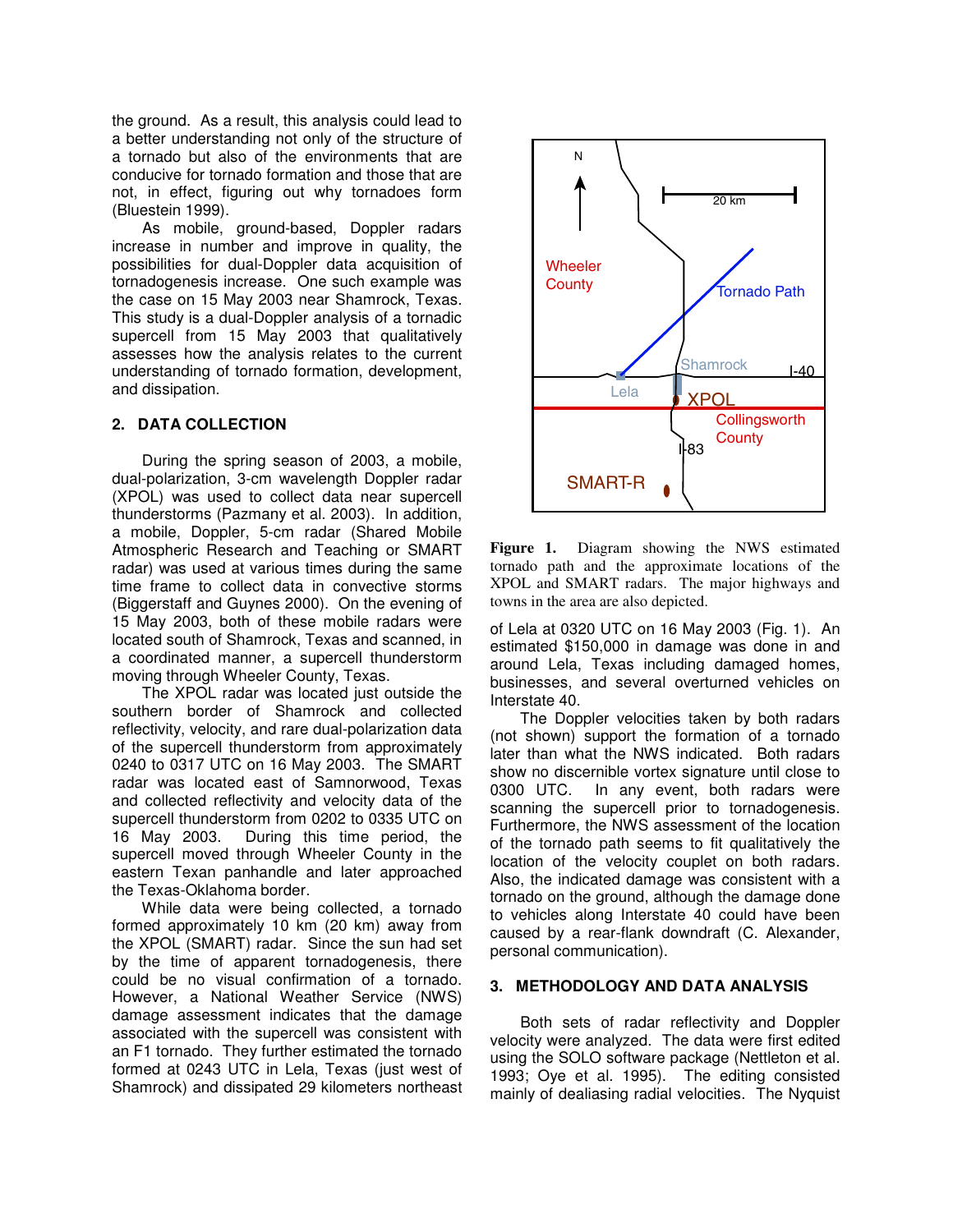the ground. As a result, this analysis could lead to a better understanding not only of the structure of a tornado but also of the environments that are conducive for tornado formation and those that are not, in effect, figuring out why tornadoes form (Bluestein 1999).

As mobile, ground-based, Doppler radars increase in number and improve in quality, the possibilities for dual-Doppler data acquisition of tornadogenesis increase. One such example was the case on 15 May 2003 near Shamrock, Texas. This study is a dual-Doppler analysis of a tornadic supercell from 15 May 2003 that qualitatively assesses how the analysis relates to the current understanding of tornado formation, development, and dissipation.

## 2. DATA COLLECTION

During the spring season of 2003, a mobile, dual-polarization, 3-cm wavelength Doppler radar (XPOL) was used to collect data near supercell thunderstorms (Pazmany et al. 2003). In addition, a mobile, Doppler, 5-cm radar (Shared Mobile Atmospheric Research and Teaching or SMART radar) was used at various times during the same time frame to collect data in convective storms (Biggerstaff and Guynes 2000). On the evening of 15 May 2003, both of these mobile radars were located south of Shamrock, Texas and scanned, in a coordinated manner, a supercell thunderstorm moving through Wheeler County, Texas.

The XPOL radar was located just outside the southern border of Shamrock and collected reflectivity, velocity, and rare dual-polarization data of the supercell thunderstorm from approximately 0240 to 0317 UTC on 16 May 2003. The SMART radar was located east of Samnorwood, Texas and collected reflectivity and velocity data of the supercell thunderstorm from 0202 to 0335 UTC on 16 May 2003. During this time period, the supercell moved through Wheeler County in the eastern Texan panhandle and later approached the Texas-Oklahoma border.

While data were being collected, a tornado formed approximately 10 km (20 km) away from the XPOL (SMART) radar. Since the sun had set by the time of apparent tornadogenesis, there could be no visual confirmation of a tornado. However, a National Weather Service (NWS) damage assessment indicates that the damage associated with the supercell was consistent with an F1 tornado. They further estimated the tornado formed at 0243 UTC in Lela, Texas (just west of Shamrock) and dissipated 29 kilometers northeast of Lela at 0320 UTC on 16 May 2003 (Fig. 1). An estimated $150,000 in damage was done in and around Lela, Texas including damaged homes, businesses, and several overturned vehicles on Interstate 40.

**Figure 1.** Diagram showing the NWS estimated tornado path and the approximate locations of the XPOL and SMART radars. The major highways and towns in the area are also depicted.

The Doppler velocities taken by both radars (not shown) support the formation of a tornado later than what the NWS indicated. Both radars show no discernible vortex signature until close to 0300 UTC. In any event, both radars were scanning the supercell prior to tornadogenesis. Furthermore, the NWS assessment of the location of the tornado path seems to fit qualitatively the location of the velocity couplet on both radars. Also, the indicated damage was consistent with a tornado on the ground, although the damage done to vehicles along Interstate 40 could have been caused by a rear-flank downdraft (C. Alexander, personal communication).

## 3. METHODOLOGY AND DATA ANALYSIS

Both sets of radar reflectivity and Doppler velocity were analyzed. The data were first edited using the SOLO software package (Nettleton et al. 1993; Oye et al. 1995). The editing consisted mainly of dealiasing radial velocities. The Nyquist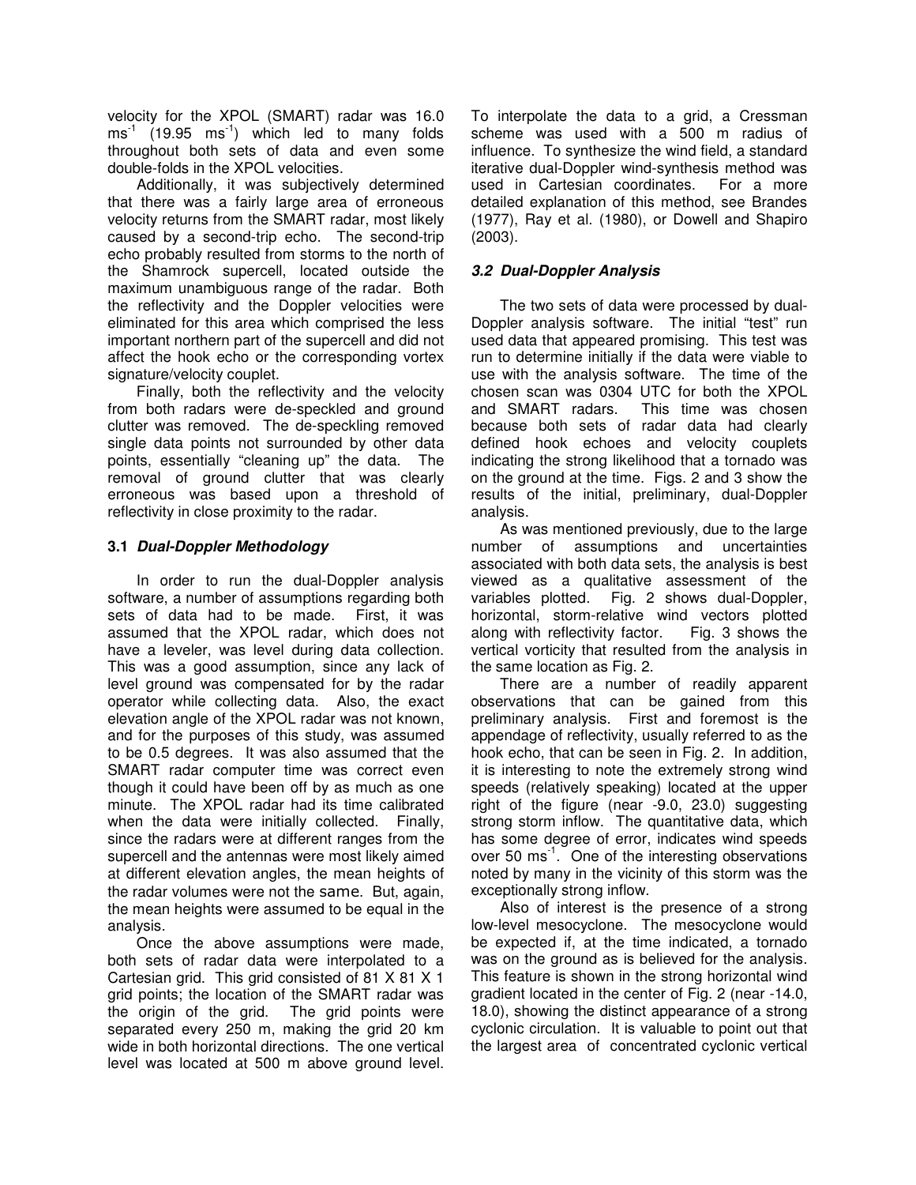velocity for the XPOL (SMART) radar was 16.0 $ms^{-1}$ (19.95 $ms^{-1}$) which led to many folds throughout both sets of data and even some double-folds in the XPOL velocities.

Additionally, it was subjectively determined that there was a fairly large area of erroneous velocity returns from the SMART radar, most likely caused by a second-trip echo. The second-trip echo probably resulted from storms to the north of the Shamrock supercell, located outside the maximum unambiguous range of the radar. Both the reflectivity and the Doppler velocities were eliminated for this area which comprised the less important northern part of the supercell and did not affect the hook echo or the corresponding vortex signature/velocity couplet.

Finally, both the reflectivity and the velocity from both radars were de-speckled and ground clutter was removed. The de-speckling removed single data points not surrounded by other data points, essentially "cleaning up" the data. The removal of ground clutter that was clearly erroneous was based upon a threshold of reflectivity in close proximity to the radar.

### 3.1 *Dual-Doppler Methodology*

In order to run the dual-Doppler analysis software, a number of assumptions regarding both sets of data had to be made. First, it was assumed that the XPOL radar, which does not have a leveler, was level during data collection. This was a good assumption, since any lack of level ground was compensated for by the radar operator while collecting data. Also, the exact elevation angle of the XPOL radar was not known, and for the purposes of this study, was assumed to be 0.5 degrees. It was also assumed that the SMART radar computer time was correct even though it could have been off by as much as one minute. The XPOL radar had its time calibrated when the data were initially collected. Finally, since the radars were at different ranges from the supercell and the antennas were most likely aimed at different elevation angles, the mean heights of the radar volumes were not the same. But, again, the mean heights were assumed to be equal in the analysis.

Once the above assumptions were made, both sets of radar data were interpolated to a Cartesian grid. This grid consisted of 81 X 81 X 1 grid points; the location of the SMART radar was the origin of the grid. The grid points were separated every 250 m, making the grid 20 km wide in both horizontal directions. The one vertical level was located at 500 m above ground level. To interpolate the data to a grid, a Cressman scheme was used with a 500 m radius of influence. To synthesize the wind field, a standard iterative dual-Doppler wind-synthesis method was used in Cartesian coordinates. For a more detailed explanation of this method, see Brandes (1977), Ray et al. (1980), or Dowell and Shapiro (2003).

### *3.2 Dual-Doppler Analysis*

The two sets of data were processed by dual-Doppler analysis software. The initial "test" run used data that appeared promising. This test was run to determine initially if the data were viable to use with the analysis software. The time of the chosen scan was 0304 UTC for both the XPOL and SMART radars. This time was chosen because both sets of radar data had clearly defined hook echoes and velocity couplets indicating the strong likelihood that a tornado was on the ground at the time. Figs. 2 and 3 show the results of the initial, preliminary, dual-Doppler analysis.

As was mentioned previously, due to the large number of assumptions and uncertainties associated with both data sets, the analysis is best viewed as a qualitative assessment of the variables plotted. Fig. 2 shows dual-Doppler, horizontal, storm-relative wind vectors plotted along with reflectivity factor. Fig. 3 shows the vertical vorticity that resulted from the analysis in the same location as Fig. 2.

There are a number of readily apparent observations that can be gained from this preliminary analysis. First and foremost is the appendage of reflectivity, usually referred to as the hook echo, that can be seen in Fig. 2. In addition, it is interesting to note the extremely strong wind speeds (relatively speaking) located at the upper right of the figure (near -9.0, 23.0) suggesting strong storm inflow. The quantitative data, which has some degree of error, indicates wind speeds over 50 $ms^{-1}$. One of the interesting observations noted by many in the vicinity of this storm was the exceptionally strong inflow.

Also of interest is the presence of a strong low-level mesocyclone. The mesocyclone would be expected if, at the time indicated, a tornado was on the ground as is believed for the analysis. This feature is shown in the strong horizontal wind gradient located in the center of Fig. 2 (near -14.0, 18.0), showing the distinct appearance of a strong cyclonic circulation. It is valuable to point out that the largest area of concentrated cyclonic vertical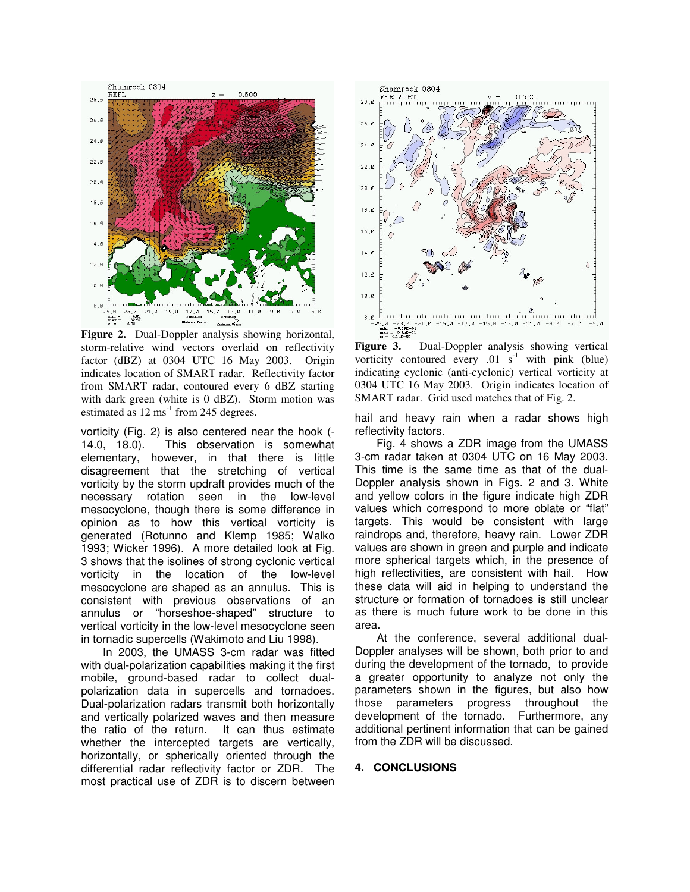**Figure 2.** Dual-Doppler analysis showing horizontal, storm-relative wind vectors overlaid on reflectivity factor (dBZ) at 0304 UTC 16 May 2003. Origin indicates location of SMART radar. Reflectivity factor from SMART radar, contoured every 6 dBZ starting with dark green (white is 0 dBZ). Storm motion was estimated as 12 $ms^{-1}$ from 245 degrees.

**Figure 3.** Dual-Doppler analysis showing vertical vorticity contoured every .01 $s^{-1}$ with pink (blue) indicating cyclonic (anti-cyclonic) vertical vorticity at 0304 UTC 16 May 2003. Origin indicates location of SMART radar. Grid used matches that of Fig. 2.

vorticity (Fig. 2) is also centered near the hook (-14.0, 18.0). This observation is somewhat elementary, however, in that there is little disagreement that the stretching of vertical vorticity by the storm updraft provides much of the necessary rotation seen in the low-level mesocyclone, though there is some difference in opinion as to how this vertical vorticity is generated (Rotunno and Klemp 1985; Walko 1993; Wicker 1996). A more detailed look at Fig. 3 shows that the isolines of strong cyclonic vertical vorticity in the location of the low-level mesocyclone are shaped as an annulus. This is consistent with previous observations of an annulus or "horseshoe-shaped" structure to vertical vorticity in the low-level mesocyclone seen in tornadic supercells (Wakimoto and Liu 1998).

In 2003, the UMASS 3-cm radar was fitted with dual-polarization capabilities making it the first mobile, ground-based radar to collect dual-polarization data in supercells and tornadoes. Dual-polarization radars transmit both horizontally and vertically polarized waves and then measure the ratio of the return. It can thus estimate whether the intercepted targets are vertically, horizontally, or spherically oriented through the differential radar reflectivity factor or ZDR. The most practical use of ZDR is to discern between hail and heavy rain when a radar shows high reflectivity factors.

Fig. 4 shows a ZDR image from the UMASS 3-cm radar taken at 0304 UTC on 16 May 2003. This time is the same time as that of the dual-Doppler analysis shown in Figs. 2 and 3. White and yellow colors in the figure indicate high ZDR values which correspond to more oblate or "flat" targets. This would be consistent with large raindrops and, therefore, heavy rain. Lower ZDR values are shown in green and purple and indicate more spherical targets which, in the presence of high reflectivities, are consistent with hail. How these data will aid in helping to understand the structure or formation of tornadoes is still unclear as there is much future work to be done in this area.

At the conference, several additional dual-Doppler analyses will be shown, both prior to and during the development of the tornado, to provide a greater opportunity to analyze not only the parameters shown in the figures, but also how those parameters progress throughout the development of the tornado. Furthermore, any additional pertinent information that can be gained from the ZDR will be discussed.

## 4. CONCLUSIONS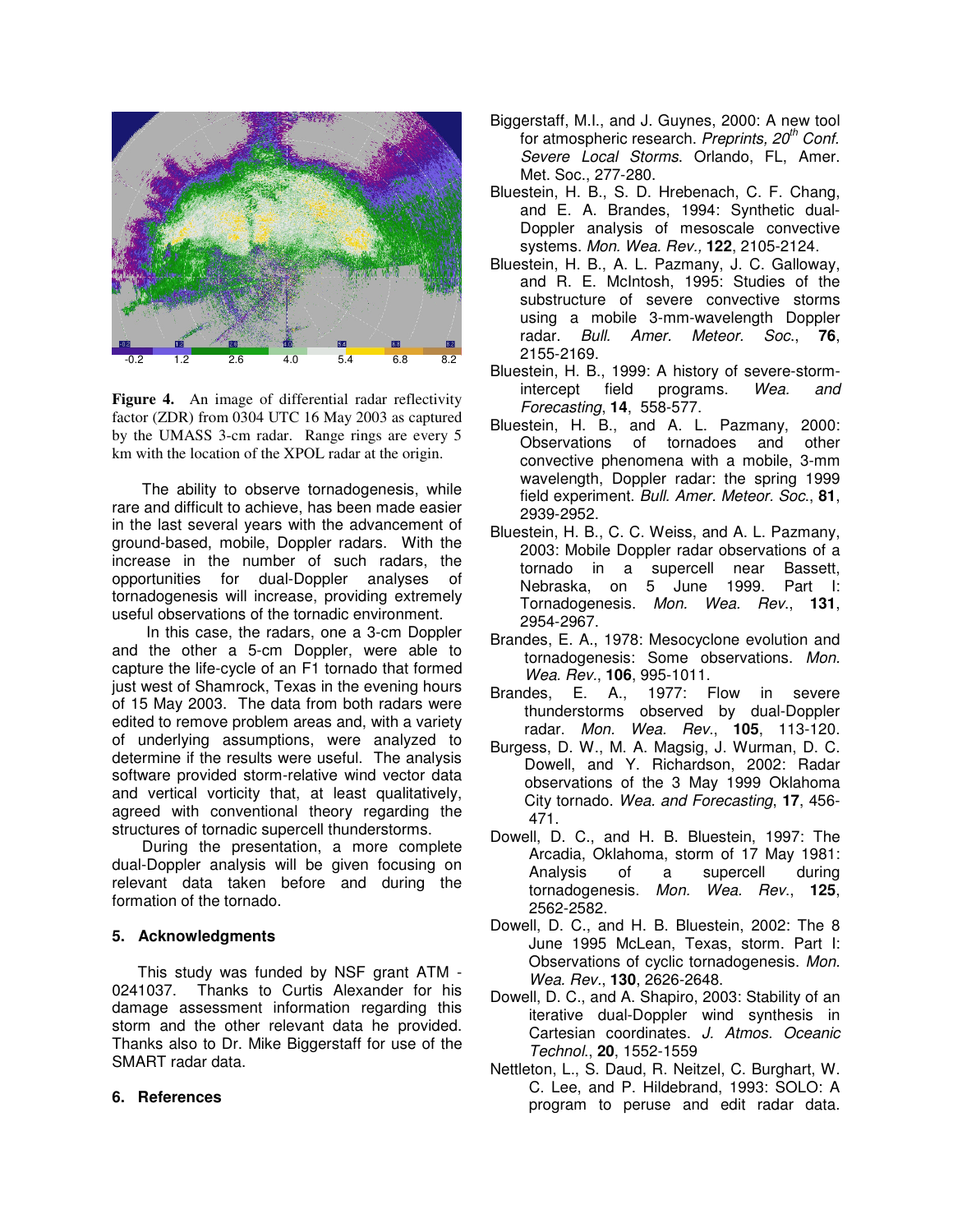Figure 4. An image of differential radar reflectivity factor (ZDR) from 0304 UTC 16 May 2003 as captured by the UMASS 3-cm radar. Range rings are every 5 km with the location of the XPOL radar at the origin.

The ability to observe tornadogenesis, while rare and difficult to achieve, has been made easier in the last several years with the advancement of ground-based, mobile, Doppler radars. With the increase in the number of such radars, the opportunities for dual-Doppler analyses of tornadogenesis will increase, providing extremely useful observations of the tornadic environment.

In this case, the radars, one a 3-cm Doppler and the other a 5-cm Doppler, were able to capture the life-cycle of an F1 tornado that formed just west of Shamrock, Texas in the evening hours of 15 May 2003. The data from both radars were edited to remove problem areas and, with a variety of underlying assumptions, were analyzed to determine if the results were useful. The analysis software provided storm-relative wind vector data and vertical vorticity that, at least qualitatively, agreed with conventional theory regarding the structures of tornadic supercell thunderstorms.

During the presentation, a more complete dual-Doppler analysis will be given focusing on relevant data taken before and during the formation of the tornado.

## 5. Acknowledgments

This study was funded by NSF grant ATM - 0241037. Thanks to Curtis Alexander for his damage assessment information regarding this storm and the other relevant data he provided. Thanks also to Dr. Mike Biggerstaff for use of the SMART radar data.

## 6. References

Biggerstaff, M.I., and J. Guynes, 2000: A new tool for atmospheric research. *Preprints, 20th Conf. Severe Local Storms*. Orlando, FL, Amer. Met. Soc., 277-280.

Bluestein, H. B., S. D. Hrebenach, C. F. Chang, and E. A. Brandes, 1994: Synthetic dual-Doppler analysis of mesoscale convective systems. *Mon. Wea. Rev.,* **122**, 2105-2124.

Bluestein, H. B., A. L. Pazmany, J. C. Galloway, and R. E. McIntosh, 1995: Studies of the substructure of severe convective storms using a mobile 3-mm-wavelength Doppler radar. *Bull. Amer. Meteor. Soc*., **76**, 2155-2169.

Bluestein, H. B., 1999: A history of severe-storm-intercept field programs. *Wea. and Forecasting*, **14**, 558-577.

Bluestein, H. B., and A. L. Pazmany, 2000: Observations of tornadoes and other convective phenomena with a mobile, 3-mm wavelength, Doppler radar: the spring 1999 field experiment. *Bull. Amer. Meteor. Soc*., **81**, 2939-2952.

Bluestein, H. B., C. C. Weiss, and A. L. Pazmany, 2003: Mobile Doppler radar observations of a tornado in a supercell near Bassett, Nebraska, on 5 June 1999. Part I: Tornadogenesis. *Mon. Wea. Rev*., **131**, 2954-2967.

Brandes, E. A., 1978: Mesocyclone evolution and tornadogenesis: Some observations. *Mon. Wea. Rev*., **106**, 995-1011.

Brandes, E. A., 1977: Flow in severe thunderstorms observed by dual-Doppler radar. *Mon. Wea. Rev*., **105**, 113-120.

Burgess, D. W., M. A. Magsig, J. Wurman, D. C. Dowell, and Y. Richardson, 2002: Radar observations of the 3 May 1999 Oklahoma City tornado. *Wea. and Forecasting*, **17**, 456-471.

Dowell, D. C., and H. B. Bluestein, 1997: The Arcadia, Oklahoma, storm of 17 May 1981: Analysis of a supercell during tornadogenesis. *Mon. Wea. Rev*., **125**, 2562-2582.

Dowell, D. C., and H. B. Bluestein, 2002: The 8 June 1995 McLean, Texas, storm. Part I: Observations of cyclic tornadogenesis. *Mon. Wea. Rev*., **130**, 2626-2648.

Dowell, D. C., and A. Shapiro, 2003: Stability of an iterative dual-Doppler wind synthesis in Cartesian coordinates. *J. Atmos. Oceanic Technol*., **20**, 1552-1559

Nettleton, L., S. Daud, R. Neitzel, C. Burghart, W. C. Lee, and P. Hildebrand, 1993: SOLO: A program to peruse and edit radar data.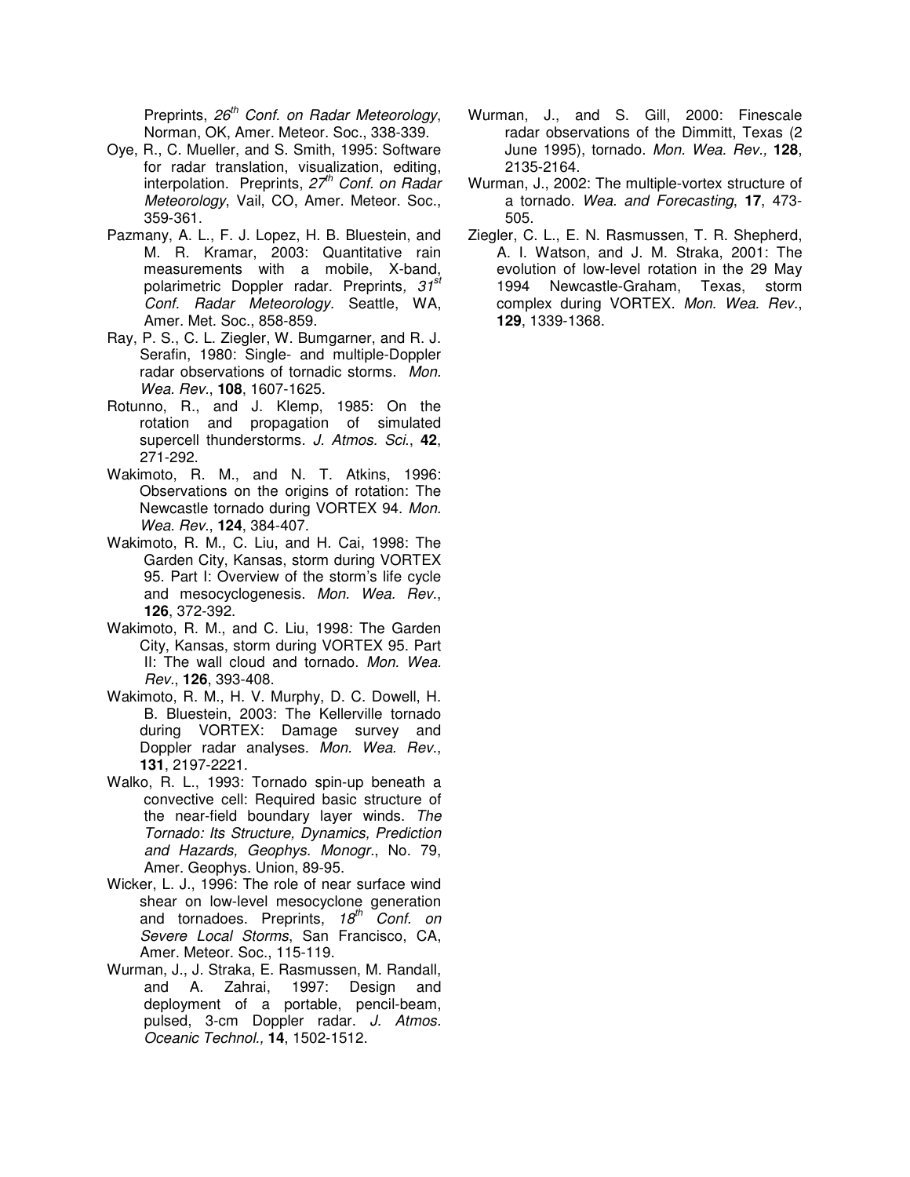Preprints, *26th Conf. on Radar Meteorology*, Norman, OK, Amer. Meteor. Soc., 338-339.

Oye, R., C. Mueller, and S. Smith, 1995: Software for radar translation, visualization, editing, interpolation. Preprints, *27th Conf. on Radar Meteorology*, Vail, CO, Amer. Meteor. Soc., 359-361.

Pazmany, A. L., F. J. Lopez, H. B. Bluestein, and M. R. Kramar, 2003: Quantitative rain measurements with a mobile, X-band, polarimetric Doppler radar. Preprints*, 31st Conf. Radar Meteorology*. Seattle, WA, Amer. Met. Soc., 858-859.

Ray, P. S., C. L. Ziegler, W. Bumgarner, and R. J. Serafin, 1980: Single- and multiple-Doppler radar observations of tornadic storms. *Mon. Wea. Rev.*, **108**, 1607-1625.

Rotunno, R., and J. Klemp, 1985: On the rotation and propagation of simulated supercell thunderstorms. *J. Atmos. Sci.*, **42**, 271-292.

Wakimoto, R. M., and N. T. Atkins, 1996: Observations on the origins of rotation: The Newcastle tornado during VORTEX 94. *Mon. Wea. Rev.*, **124**, 384-407.

Wakimoto, R. M., C. Liu, and H. Cai, 1998: The Garden City, Kansas, storm during VORTEX 95. Part I: Overview of the storm's life cycle and mesocyclogenesis. *Mon. Wea. Rev.*, **126**, 372-392.

Wakimoto, R. M., and C. Liu, 1998: The Garden City, Kansas, storm during VORTEX 95. Part II: The wall cloud and tornado. *Mon. Wea. Rev.*, **126**, 393-408.

Wakimoto, R. M., H. V. Murphy, D. C. Dowell, H. B. Bluestein, 2003: The Kellerville tornado during VORTEX: Damage survey and Doppler radar analyses. *Mon. Wea. Rev.*, **131**, 2197-2221.

Walko, R. L., 1993: Tornado spin-up beneath a convective cell: Required basic structure of the near-field boundary layer winds. *The Tornado: Its Structure, Dynamics, Prediction and Hazards, Geophys. Monogr.*, No. 79, Amer. Geophys. Union, 89-95.

Wicker, L. J., 1996: The role of near surface wind shear on low-level mesocyclone generation and tornadoes. Preprints, *18th Conf. on Severe Local Storms*, San Francisco, CA, Amer. Meteor. Soc., 115-119.

Wurman, J., J. Straka, E. Rasmussen, M. Randall, and A. Zahrai, 1997: Design and deployment of a portable, pencil-beam, pulsed, 3-cm Doppler radar. *J. Atmos. Oceanic Technol.,* **14**, 1502-1512.

Wurman, J., and S. Gill, 2000: Finescale radar observations of the Dimmitt, Texas (2 June 1995), tornado. *Mon. Wea. Rev.,* **128**, 2135-2164.

Wurman, J., 2002: The multiple-vortex structure of a tornado. *Wea. and Forecasting*, **17**, 473-505.

Ziegler, C. L., E. N. Rasmussen, T. R. Shepherd, A. I. Watson, and J. M. Straka, 2001: The evolution of low-level rotation in the 29 May 1994 Newcastle-Graham, Texas, storm complex during VORTEX. *Mon. Wea. Rev.*, **129**, 1339-1368.